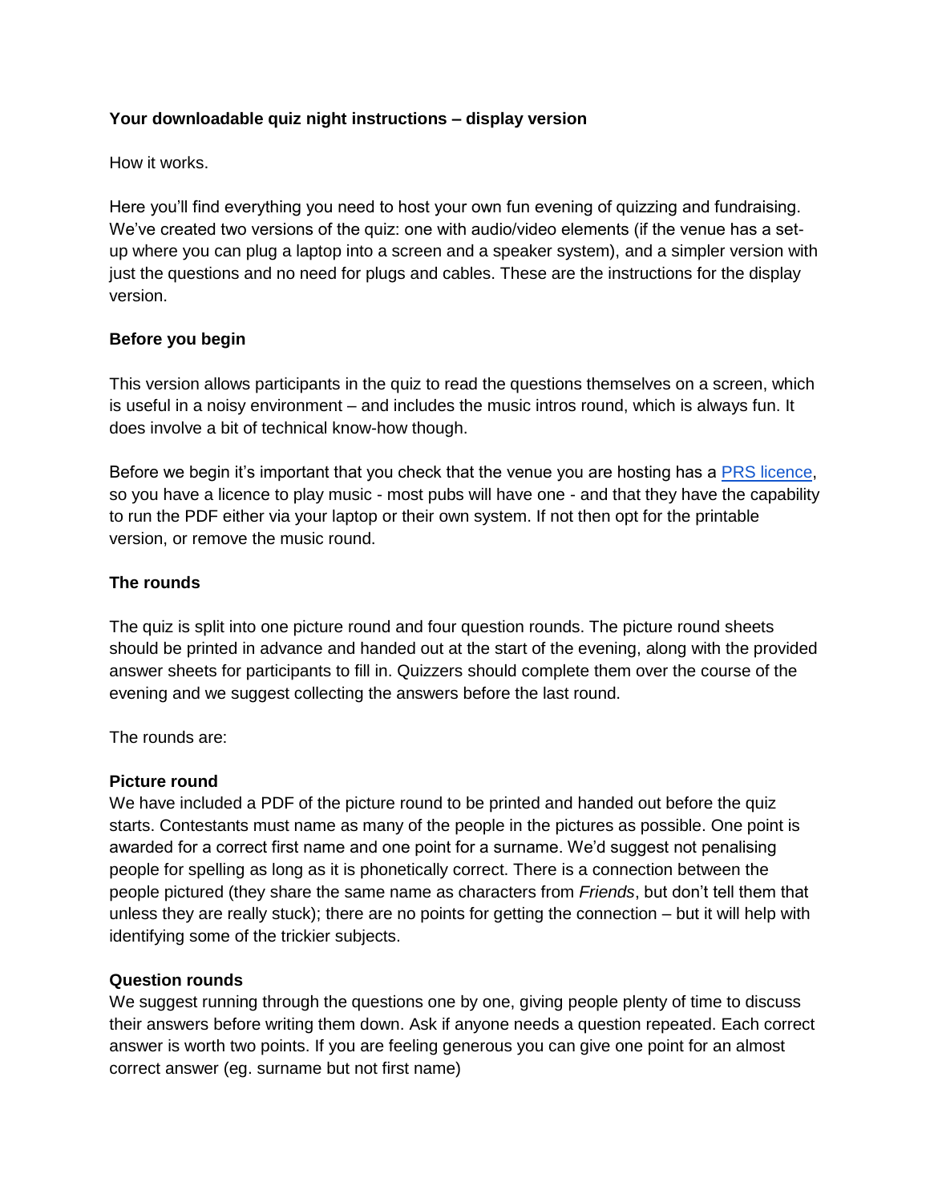**Your downloadable quiz night instructions – display version**

How it works.

Here you'll find everything you need to host your own fun evening of quizzing and fundraising. We've created two versions of the quiz: one with audio/video elements (if the venue has a set-up where you can plug a laptop into a screen and a speaker system), and a simpler version with just the questions and no need for plugs and cables. These are the instructions for the display version.

**Before you begin**

This version allows participants in the quiz to read the questions themselves on a screen, which is useful in a noisy environment – and includes the music intros round, which is always fun. It does involve a bit of technical know-how though.

Before we begin it's important that you check that the venue you are hosting has a PRS licence, so you have a licence to play music - most pubs will have one - and that they have the capability to run the PDF either via your laptop or their own system. If not then opt for the printable version, or remove the music round.

**The rounds**

The quiz is split into one picture round and four question rounds. The picture round sheets should be printed in advance and handed out at the start of the evening, along with the provided answer sheets for participants to fill in. Quizzers should complete them over the course of the evening and we suggest collecting the answers before the last round.

The rounds are:

**Picture round**
We have included a PDF of the picture round to be printed and handed out before the quiz starts. Contestants must name as many of the people in the pictures as possible. One point is awarded for a correct first name and one point for a surname. We'd suggest not penalising people for spelling as long as it is phonetically correct. There is a connection between the people pictured (they share the same name as characters from *Friends*, but don't tell them that unless they are really stuck); there are no points for getting the connection – but it will help with identifying some of the trickier subjects.

**Question rounds**
We suggest running through the questions one by one, giving people plenty of time to discuss their answers before writing them down. Ask if anyone needs a question repeated. Each correct answer is worth two points. If you are feeling generous you can give one point for an almost correct answer (eg. surname but not first name)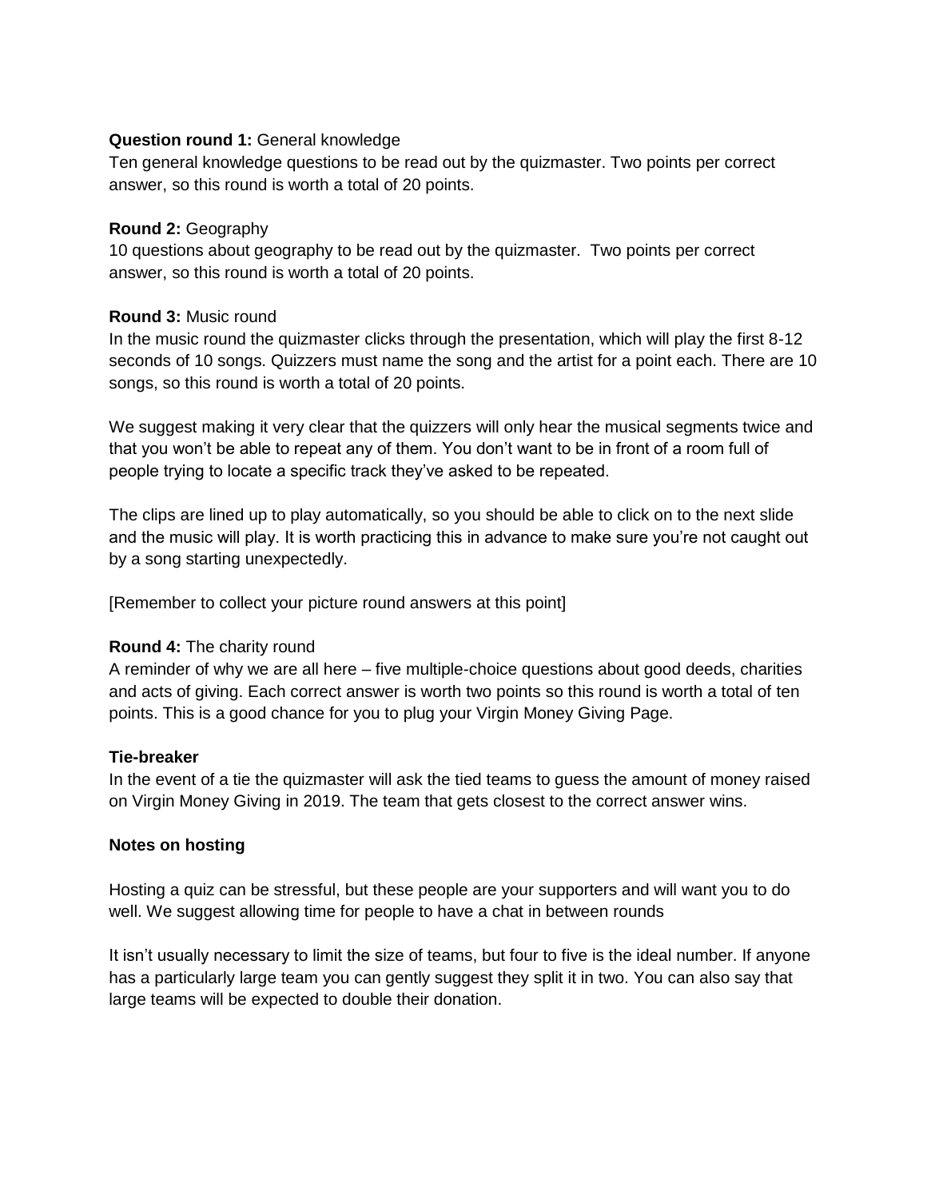**Question round 1:** General knowledge

Ten general knowledge questions to be read out by the quizmaster. Two points per correct answer, so this round is worth a total of 20 points.

**Round 2:** Geography

10 questions about geography to be read out by the quizmaster. Two points per correct answer, so this round is worth a total of 20 points.

**Round 3:** Music round

In the music round the quizmaster clicks through the presentation, which will play the first 8-12 seconds of 10 songs. Quizzers must name the song and the artist for a point each. There are 10 songs, so this round is worth a total of 20 points.

We suggest making it very clear that the quizzers will only hear the musical segments twice and that you won't be able to repeat any of them. You don't want to be in front of a room full of people trying to locate a specific track they've asked to be repeated.

The clips are lined up to play automatically, so you should be able to click on to the next slide and the music will play. It is worth practicing this in advance to make sure you're not caught out by a song starting unexpectedly.

[Remember to collect your picture round answers at this point]

**Round 4:** The charity round

A reminder of why we are all here – five multiple-choice questions about good deeds, charities and acts of giving. Each correct answer is worth two points so this round is worth a total of ten points. This is a good chance for you to plug your Virgin Money Giving Page.

**Tie-breaker**

In the event of a tie the quizmaster will ask the tied teams to guess the amount of money raised on Virgin Money Giving in 2019. The team that gets closest to the correct answer wins.

**Notes on hosting**

Hosting a quiz can be stressful, but these people are your supporters and will want you to do well. We suggest allowing time for people to have a chat in between rounds

It isn't usually necessary to limit the size of teams, but four to five is the ideal number. If anyone has a particularly large team you can gently suggest they split it in two. You can also say that large teams will be expected to double their donation.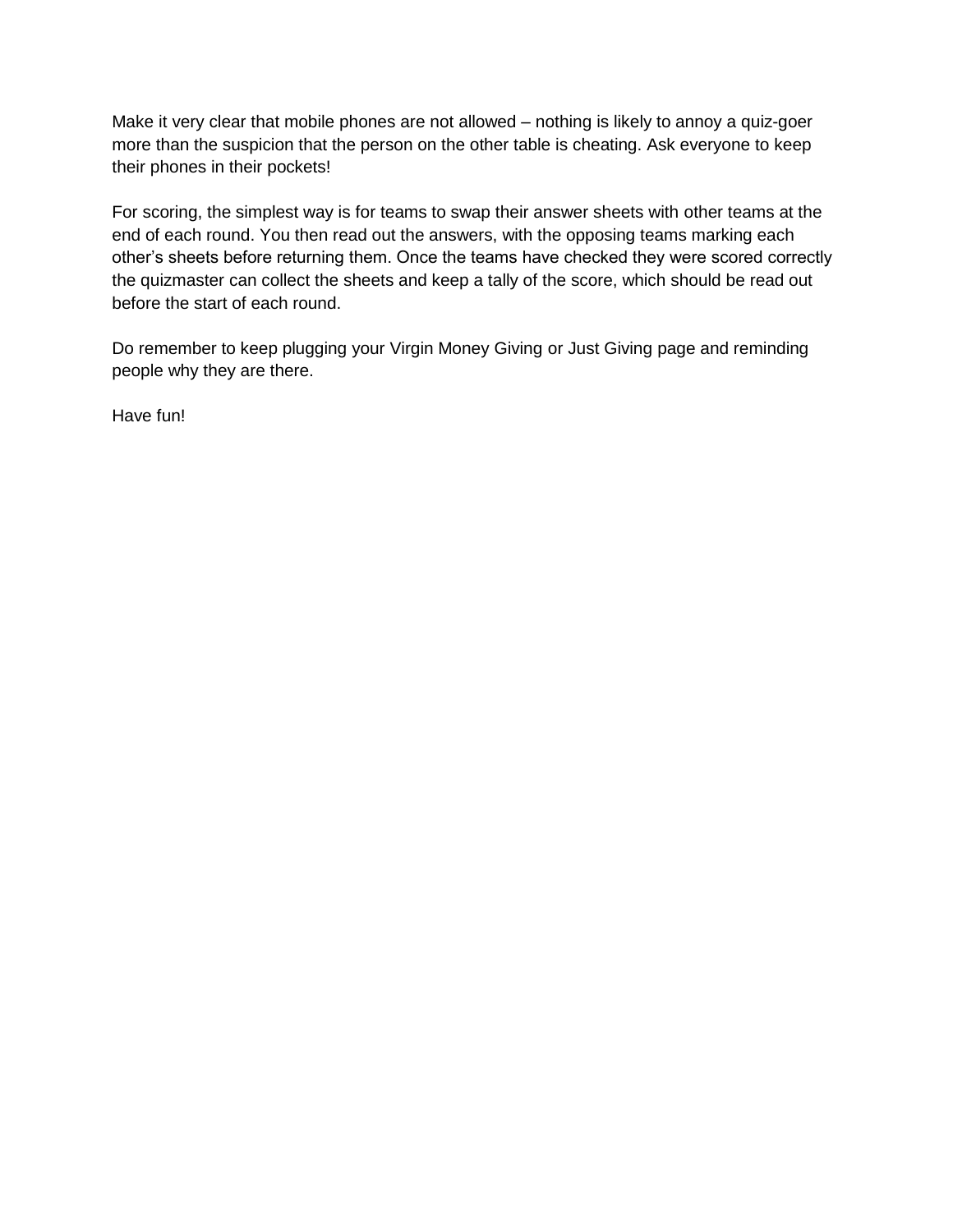Make it very clear that mobile phones are not allowed – nothing is likely to annoy a quiz-goer more than the suspicion that the person on the other table is cheating. Ask everyone to keep their phones in their pockets!

For scoring, the simplest way is for teams to swap their answer sheets with other teams at the end of each round. You then read out the answers, with the opposing teams marking each other's sheets before returning them. Once the teams have checked they were scored correctly the quizmaster can collect the sheets and keep a tally of the score, which should be read out before the start of each round.

Do remember to keep plugging your Virgin Money Giving or Just Giving page and reminding people why they are there.

Have fun!